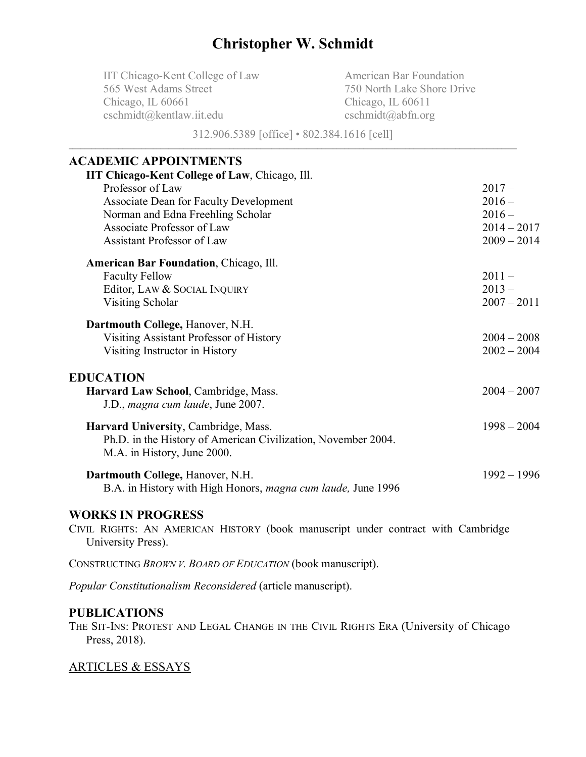# Christopher W. Schmidt

IIT Chicago-Kent College of Law
565 West Adams Street
Chicago, IL 60661
cschmidt@kentlaw.iit.edu

American Bar Foundation
750 North Lake Shore Drive
Chicago, IL 60611
cschmidt@abfn.org

312.906.5389 [office] • 802.384.1616 [cell]

---

## ACADEMIC APPOINTMENTS

**IIT Chicago-Kent College of Law**, Chicago, Ill.

| | |
|---|---|
| Professor of Law | 2017 – |
| Associate Dean for Faculty Development | 2016 – |
| Norman and Edna Freehling Scholar | 2016 – |
| Associate Professor of Law | 2014 – 2017 |
| Assistant Professor of Law | 2009 – 2014 |

**American Bar Foundation**, Chicago, Ill.

| | |
|---|---|
| Faculty Fellow | 2011 – |
| Editor, LAW & SOCIAL INQUIRY | 2013 – |
| Visiting Scholar | 2007 – 2011 |

**Dartmouth College,** Hanover, N.H.

| | |
|---|---|
| Visiting Assistant Professor of History | 2004 – 2008 |
| Visiting Instructor in History | 2002 – 2004 |

## EDUCATION

**Harvard Law School**, Cambridge, Mass. — 2004 – 2007
J.D., *magna cum laude*, June 2007.

**Harvard University**, Cambridge, Mass. — 1998 – 2004
Ph.D. in the History of American Civilization, November 2004.
M.A. in History, June 2000.

**Dartmouth College,** Hanover, N.H. — 1992 – 1996
B.A. in History with High Honors, *magna cum laude,* June 1996

## WORKS IN PROGRESS

CIVIL RIGHTS: AN AMERICAN HISTORY (book manuscript under contract with Cambridge University Press).

CONSTRUCTING *BROWN V. BOARD OF EDUCATION* (book manuscript).

*Popular Constitutionalism Reconsidered* (article manuscript).

## PUBLICATIONS

THE SIT-INS: PROTEST AND LEGAL CHANGE IN THE CIVIL RIGHTS ERA (University of Chicago Press, 2018).

### ARTICLES & ESSAYS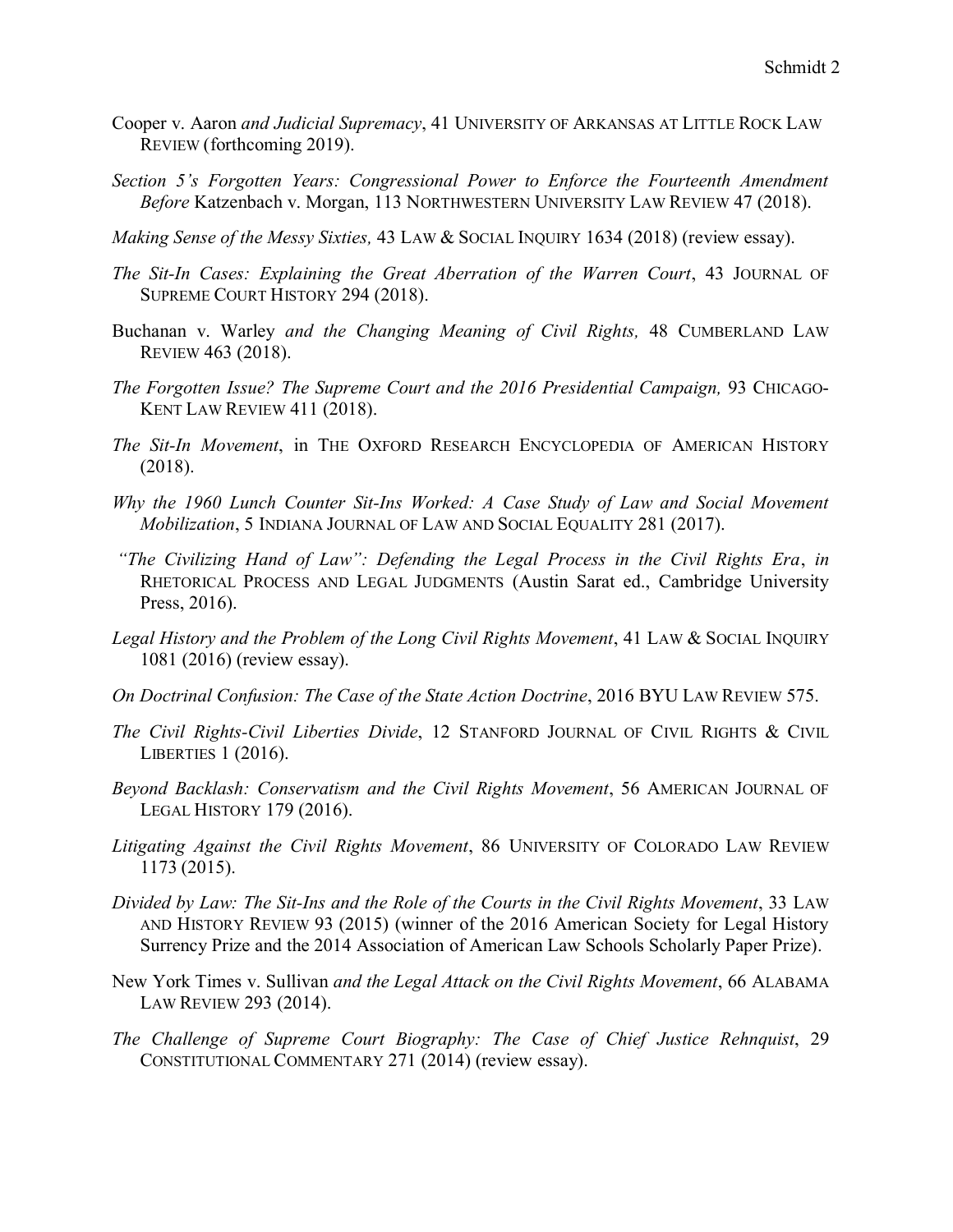Cooper v. Aaron *and Judicial Supremacy*, 41 UNIVERSITY OF ARKANSAS AT LITTLE ROCK LAW REVIEW (forthcoming 2019).

*Section 5's Forgotten Years: Congressional Power to Enforce the Fourteenth Amendment Before* Katzenbach v. Morgan, 113 NORTHWESTERN UNIVERSITY LAW REVIEW 47 (2018).

*Making Sense of the Messy Sixties,* 43 LAW & SOCIAL INQUIRY 1634 (2018) (review essay).

*The Sit-In Cases: Explaining the Great Aberration of the Warren Court*, 43 JOURNAL OF SUPREME COURT HISTORY 294 (2018).

Buchanan v. Warley *and the Changing Meaning of Civil Rights,* 48 CUMBERLAND LAW REVIEW 463 (2018).

*The Forgotten Issue? The Supreme Court and the 2016 Presidential Campaign,* 93 CHICAGO-KENT LAW REVIEW 411 (2018).

*The Sit-In Movement*, in THE OXFORD RESEARCH ENCYCLOPEDIA OF AMERICAN HISTORY (2018).

*Why the 1960 Lunch Counter Sit-Ins Worked: A Case Study of Law and Social Movement Mobilization*, 5 INDIANA JOURNAL OF LAW AND SOCIAL EQUALITY 281 (2017).

*"The Civilizing Hand of Law": Defending the Legal Process in the Civil Rights Era*, *in* RHETORICAL PROCESS AND LEGAL JUDGMENTS (Austin Sarat ed., Cambridge University Press, 2016).

*Legal History and the Problem of the Long Civil Rights Movement*, 41 LAW & SOCIAL INQUIRY 1081 (2016) (review essay).

*On Doctrinal Confusion: The Case of the State Action Doctrine*, 2016 BYU LAW REVIEW 575.

*The Civil Rights-Civil Liberties Divide*, 12 STANFORD JOURNAL OF CIVIL RIGHTS & CIVIL LIBERTIES 1 (2016).

*Beyond Backlash: Conservatism and the Civil Rights Movement*, 56 AMERICAN JOURNAL OF LEGAL HISTORY 179 (2016).

*Litigating Against the Civil Rights Movement*, 86 UNIVERSITY OF COLORADO LAW REVIEW 1173 (2015).

*Divided by Law: The Sit-Ins and the Role of the Courts in the Civil Rights Movement*, 33 LAW AND HISTORY REVIEW 93 (2015) (winner of the 2016 American Society for Legal History Surrency Prize and the 2014 Association of American Law Schools Scholarly Paper Prize).

New York Times v. Sullivan *and the Legal Attack on the Civil Rights Movement*, 66 ALABAMA LAW REVIEW 293 (2014).

*The Challenge of Supreme Court Biography: The Case of Chief Justice Rehnquist*, 29 CONSTITUTIONAL COMMENTARY 271 (2014) (review essay).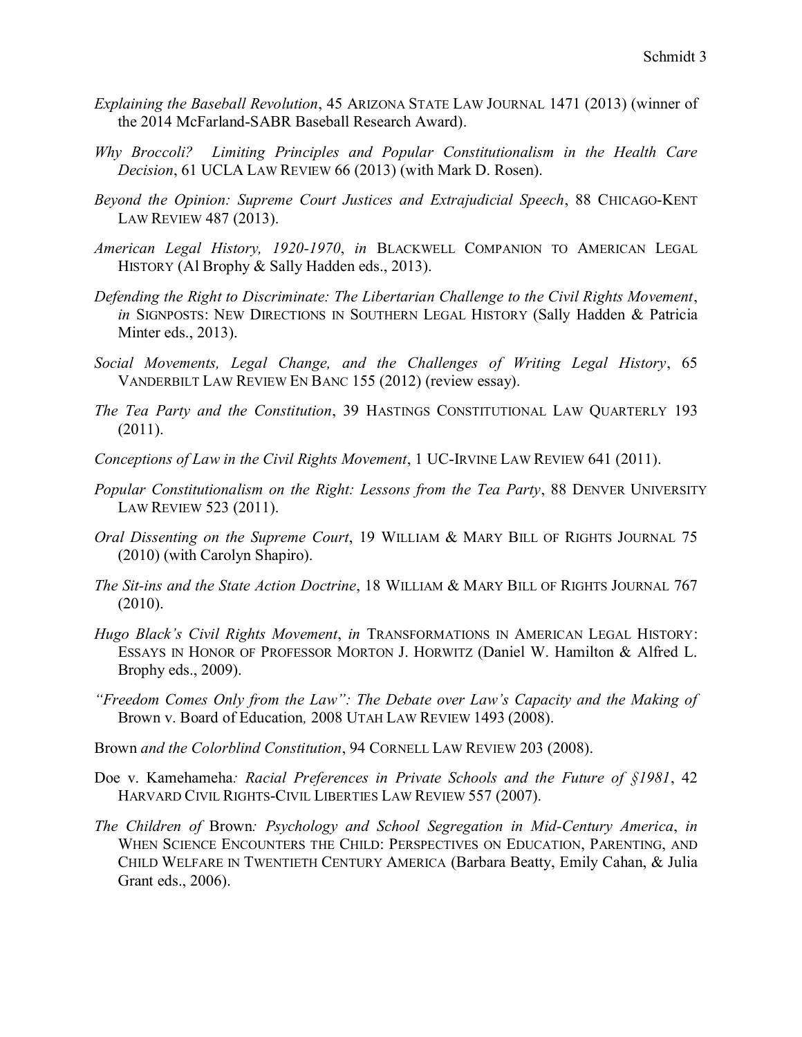*Explaining the Baseball Revolution*, 45 ARIZONA STATE LAW JOURNAL 1471 (2013) (winner of the 2014 McFarland-SABR Baseball Research Award).

*Why Broccoli? Limiting Principles and Popular Constitutionalism in the Health Care Decision*, 61 UCLA LAW REVIEW 66 (2013) (with Mark D. Rosen).

*Beyond the Opinion: Supreme Court Justices and Extrajudicial Speech*, 88 CHICAGO-KENT LAW REVIEW 487 (2013).

*American Legal History, 1920-1970*, *in* BLACKWELL COMPANION TO AMERICAN LEGAL HISTORY (Al Brophy & Sally Hadden eds., 2013).

*Defending the Right to Discriminate: The Libertarian Challenge to the Civil Rights Movement*, *in* SIGNPOSTS: NEW DIRECTIONS IN SOUTHERN LEGAL HISTORY (Sally Hadden & Patricia Minter eds., 2013).

*Social Movements, Legal Change, and the Challenges of Writing Legal History*, 65 VANDERBILT LAW REVIEW EN BANC 155 (2012) (review essay).

*The Tea Party and the Constitution*, 39 HASTINGS CONSTITUTIONAL LAW QUARTERLY 193 (2011).

*Conceptions of Law in the Civil Rights Movement*, 1 UC-IRVINE LAW REVIEW 641 (2011).

*Popular Constitutionalism on the Right: Lessons from the Tea Party*, 88 DENVER UNIVERSITY LAW REVIEW 523 (2011).

*Oral Dissenting on the Supreme Court*, 19 WILLIAM & MARY BILL OF RIGHTS JOURNAL 75 (2010) (with Carolyn Shapiro).

*The Sit-ins and the State Action Doctrine*, 18 WILLIAM & MARY BILL OF RIGHTS JOURNAL 767 (2010).

*Hugo Black's Civil Rights Movement*, *in* TRANSFORMATIONS IN AMERICAN LEGAL HISTORY: ESSAYS IN HONOR OF PROFESSOR MORTON J. HORWITZ (Daniel W. Hamilton & Alfred L. Brophy eds., 2009).

*"Freedom Comes Only from the Law": The Debate over Law's Capacity and the Making of* Brown v. Board of Education*,* 2008 UTAH LAW REVIEW 1493 (2008).

Brown *and the Colorblind Constitution*, 94 CORNELL LAW REVIEW 203 (2008).

Doe v. Kamehameha*: Racial Preferences in Private Schools and the Future of §1981*, 42 HARVARD CIVIL RIGHTS-CIVIL LIBERTIES LAW REVIEW 557 (2007).

*The Children of* Brown*: Psychology and School Segregation in Mid-Century America*, *in* WHEN SCIENCE ENCOUNTERS THE CHILD: PERSPECTIVES ON EDUCATION, PARENTING, AND CHILD WELFARE IN TWENTIETH CENTURY AMERICA (Barbara Beatty, Emily Cahan, & Julia Grant eds., 2006).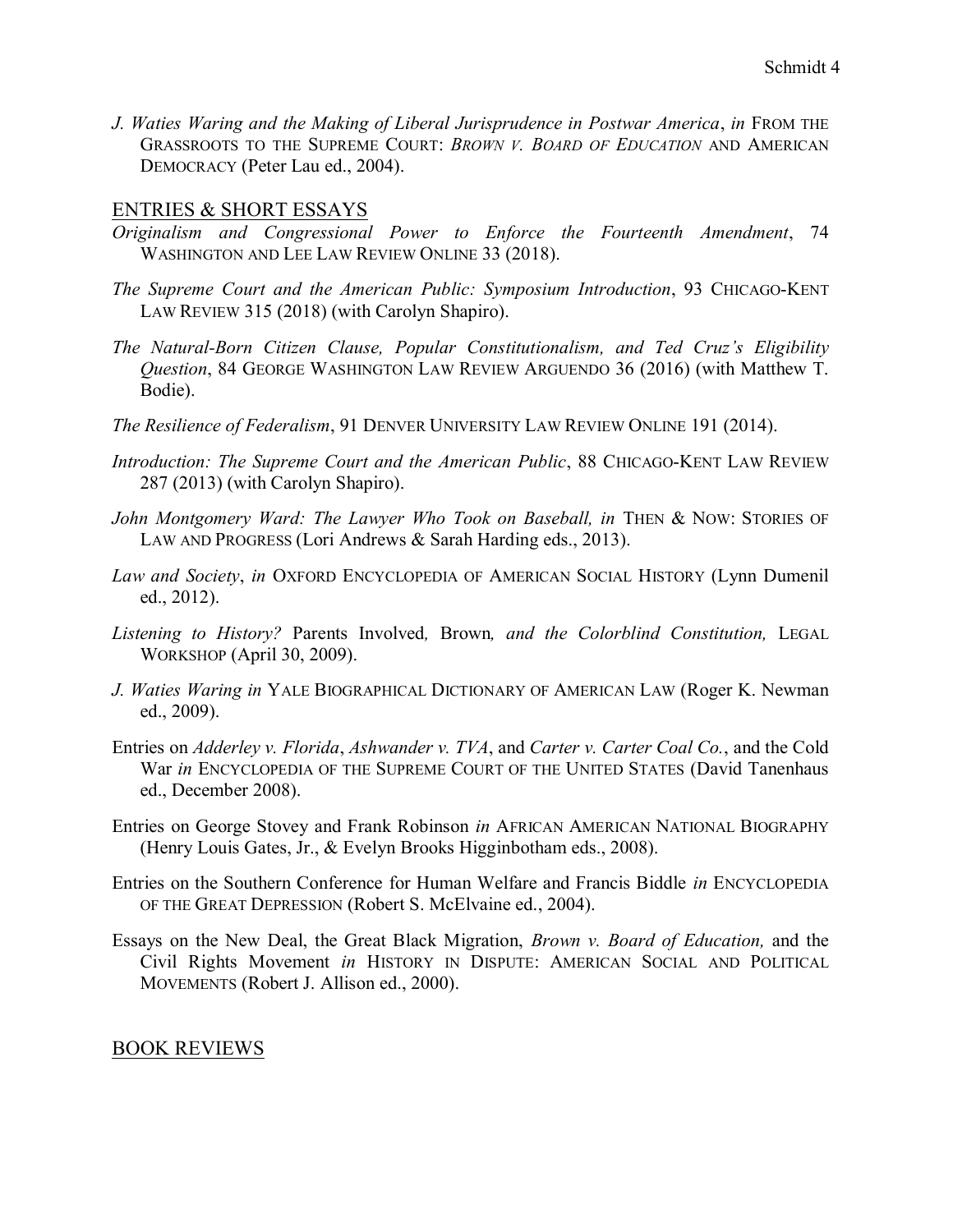*J. Waties Waring and the Making of Liberal Jurisprudence in Postwar America*, *in* FROM THE GRASSROOTS TO THE SUPREME COURT: *BROWN V. BOARD OF EDUCATION* AND AMERICAN DEMOCRACY (Peter Lau ed., 2004).

## ENTRIES & SHORT ESSAYS

*Originalism and Congressional Power to Enforce the Fourteenth Amendment*, 74 WASHINGTON AND LEE LAW REVIEW ONLINE 33 (2018).

*The Supreme Court and the American Public: Symposium Introduction*, 93 CHICAGO-KENT LAW REVIEW 315 (2018) (with Carolyn Shapiro).

*The Natural-Born Citizen Clause, Popular Constitutionalism, and Ted Cruz's Eligibility Question*, 84 GEORGE WASHINGTON LAW REVIEW ARGUENDO 36 (2016) (with Matthew T. Bodie).

*The Resilience of Federalism*, 91 DENVER UNIVERSITY LAW REVIEW ONLINE 191 (2014).

*Introduction: The Supreme Court and the American Public*, 88 CHICAGO-KENT LAW REVIEW 287 (2013) (with Carolyn Shapiro).

*John Montgomery Ward: The Lawyer Who Took on Baseball, in* THEN & NOW: STORIES OF LAW AND PROGRESS (Lori Andrews & Sarah Harding eds., 2013).

*Law and Society*, *in* OXFORD ENCYCLOPEDIA OF AMERICAN SOCIAL HISTORY (Lynn Dumenil ed., 2012).

*Listening to History?* Parents Involved*,* Brown*, and the Colorblind Constitution,* LEGAL WORKSHOP (April 30, 2009).

*J. Waties Waring in* YALE BIOGRAPHICAL DICTIONARY OF AMERICAN LAW (Roger K. Newman ed., 2009).

Entries on *Adderley v. Florida*, *Ashwander v. TVA*, and *Carter v. Carter Coal Co.*, and the Cold War *in* ENCYCLOPEDIA OF THE SUPREME COURT OF THE UNITED STATES (David Tanenhaus ed., December 2008).

Entries on George Stovey and Frank Robinson *in* AFRICAN AMERICAN NATIONAL BIOGRAPHY (Henry Louis Gates, Jr., & Evelyn Brooks Higginbotham eds., 2008).

Entries on the Southern Conference for Human Welfare and Francis Biddle *in* ENCYCLOPEDIA OF THE GREAT DEPRESSION (Robert S. McElvaine ed., 2004).

Essays on the New Deal, the Great Black Migration, *Brown v. Board of Education,* and the Civil Rights Movement *in* HISTORY IN DISPUTE: AMERICAN SOCIAL AND POLITICAL MOVEMENTS (Robert J. Allison ed., 2000).

## BOOK REVIEWS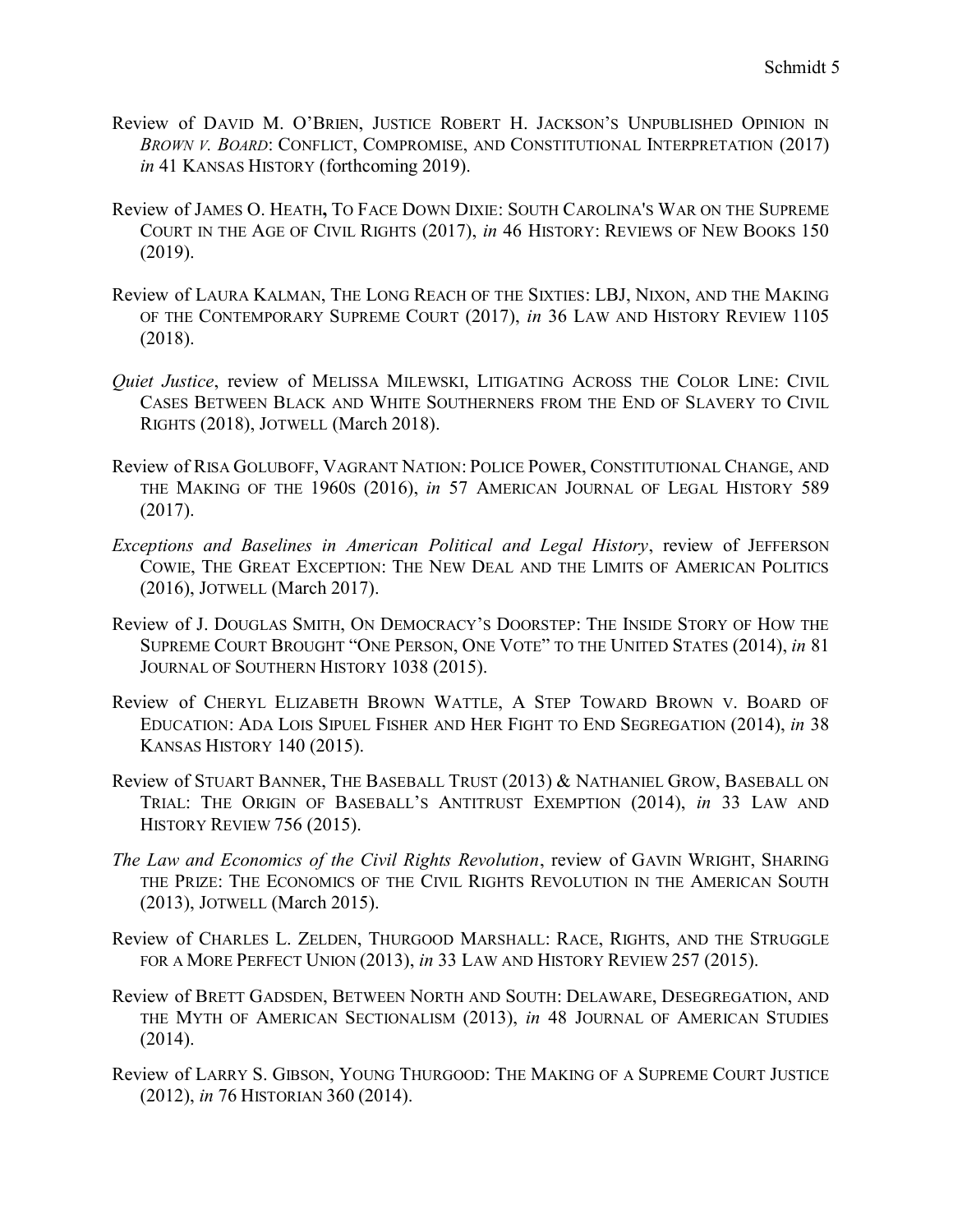Review of DAVID M. O'BRIEN, JUSTICE ROBERT H. JACKSON'S UNPUBLISHED OPINION IN *BROWN V. BOARD*: CONFLICT, COMPROMISE, AND CONSTITUTIONAL INTERPRETATION (2017) *in* 41 KANSAS HISTORY (forthcoming 2019).

Review of JAMES O. HEATH**,** TO FACE DOWN DIXIE: SOUTH CAROLINA'S WAR ON THE SUPREME COURT IN THE AGE OF CIVIL RIGHTS (2017), *in* 46 HISTORY: REVIEWS OF NEW BOOKS 150 (2019).

Review of LAURA KALMAN, THE LONG REACH OF THE SIXTIES: LBJ, NIXON, AND THE MAKING OF THE CONTEMPORARY SUPREME COURT (2017), *in* 36 LAW AND HISTORY REVIEW 1105 (2018).

*Quiet Justice*, review of MELISSA MILEWSKI, LITIGATING ACROSS THE COLOR LINE: CIVIL CASES BETWEEN BLACK AND WHITE SOUTHERNERS FROM THE END OF SLAVERY TO CIVIL RIGHTS (2018), JOTWELL (March 2018).

Review of RISA GOLUBOFF, VAGRANT NATION: POLICE POWER, CONSTITUTIONAL CHANGE, AND THE MAKING OF THE 1960S (2016), *in* 57 AMERICAN JOURNAL OF LEGAL HISTORY 589 (2017).

*Exceptions and Baselines in American Political and Legal History*, review of JEFFERSON COWIE, THE GREAT EXCEPTION: THE NEW DEAL AND THE LIMITS OF AMERICAN POLITICS (2016), JOTWELL (March 2017).

Review of J. DOUGLAS SMITH, ON DEMOCRACY'S DOORSTEP: THE INSIDE STORY OF HOW THE SUPREME COURT BROUGHT "ONE PERSON, ONE VOTE" TO THE UNITED STATES (2014), *in* 81 JOURNAL OF SOUTHERN HISTORY 1038 (2015).

Review of CHERYL ELIZABETH BROWN WATTLE, A STEP TOWARD BROWN V. BOARD OF EDUCATION: ADA LOIS SIPUEL FISHER AND HER FIGHT TO END SEGREGATION (2014), *in* 38 KANSAS HISTORY 140 (2015).

Review of STUART BANNER, THE BASEBALL TRUST (2013) & NATHANIEL GROW, BASEBALL ON TRIAL: THE ORIGIN OF BASEBALL'S ANTITRUST EXEMPTION (2014), *in* 33 LAW AND HISTORY REVIEW 756 (2015).

*The Law and Economics of the Civil Rights Revolution*, review of GAVIN WRIGHT, SHARING THE PRIZE: THE ECONOMICS OF THE CIVIL RIGHTS REVOLUTION IN THE AMERICAN SOUTH (2013), JOTWELL (March 2015).

Review of CHARLES L. ZELDEN, THURGOOD MARSHALL: RACE, RIGHTS, AND THE STRUGGLE FOR A MORE PERFECT UNION (2013), *in* 33 LAW AND HISTORY REVIEW 257 (2015).

Review of BRETT GADSDEN, BETWEEN NORTH AND SOUTH: DELAWARE, DESEGREGATION, AND THE MYTH OF AMERICAN SECTIONALISM (2013), *in* 48 JOURNAL OF AMERICAN STUDIES (2014).

Review of LARRY S. GIBSON, YOUNG THURGOOD: THE MAKING OF A SUPREME COURT JUSTICE (2012), *in* 76 HISTORIAN 360 (2014).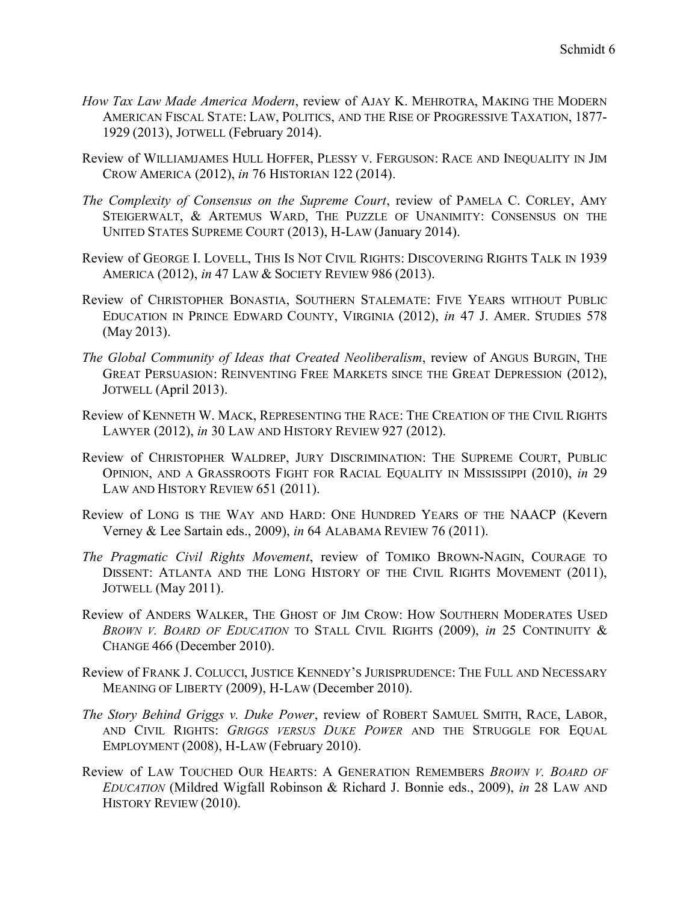*How Tax Law Made America Modern*, review of AJAY K. MEHROTRA, MAKING THE MODERN AMERICAN FISCAL STATE: LAW, POLITICS, AND THE RISE OF PROGRESSIVE TAXATION, 1877-1929 (2013), JOTWELL (February 2014).

Review of WILLIAMJAMES HULL HOFFER, PLESSY V. FERGUSON: RACE AND INEQUALITY IN JIM CROW AMERICA (2012), *in* 76 HISTORIAN 122 (2014).

*The Complexity of Consensus on the Supreme Court*, review of PAMELA C. CORLEY, AMY STEIGERWALT, & ARTEMUS WARD, THE PUZZLE OF UNANIMITY: CONSENSUS ON THE UNITED STATES SUPREME COURT (2013), H-LAW (January 2014).

Review of GEORGE I. LOVELL, THIS IS NOT CIVIL RIGHTS: DISCOVERING RIGHTS TALK IN 1939 AMERICA (2012), *in* 47 LAW & SOCIETY REVIEW 986 (2013).

Review of CHRISTOPHER BONASTIA, SOUTHERN STALEMATE: FIVE YEARS WITHOUT PUBLIC EDUCATION IN PRINCE EDWARD COUNTY, VIRGINIA (2012), *in* 47 J. AMER. STUDIES 578 (May 2013).

*The Global Community of Ideas that Created Neoliberalism*, review of ANGUS BURGIN, THE GREAT PERSUASION: REINVENTING FREE MARKETS SINCE THE GREAT DEPRESSION (2012), JOTWELL (April 2013).

Review of KENNETH W. MACK, REPRESENTING THE RACE: THE CREATION OF THE CIVIL RIGHTS LAWYER (2012), *in* 30 LAW AND HISTORY REVIEW 927 (2012).

Review of CHRISTOPHER WALDREP, JURY DISCRIMINATION: THE SUPREME COURT, PUBLIC OPINION, AND A GRASSROOTS FIGHT FOR RACIAL EQUALITY IN MISSISSIPPI (2010), *in* 29 LAW AND HISTORY REVIEW 651 (2011).

Review of LONG IS THE WAY AND HARD: ONE HUNDRED YEARS OF THE NAACP (Kevern Verney & Lee Sartain eds., 2009), *in* 64 ALABAMA REVIEW 76 (2011).

*The Pragmatic Civil Rights Movement*, review of TOMIKO BROWN-NAGIN, COURAGE TO DISSENT: ATLANTA AND THE LONG HISTORY OF THE CIVIL RIGHTS MOVEMENT (2011), JOTWELL (May 2011).

Review of ANDERS WALKER, THE GHOST OF JIM CROW: HOW SOUTHERN MODERATES USED *BROWN V. BOARD OF EDUCATION* TO STALL CIVIL RIGHTS (2009), *in* 25 CONTINUITY & CHANGE 466 (December 2010).

Review of FRANK J. COLUCCI, JUSTICE KENNEDY'S JURISPRUDENCE: THE FULL AND NECESSARY MEANING OF LIBERTY (2009), H-LAW (December 2010).

*The Story Behind Griggs v. Duke Power*, review of ROBERT SAMUEL SMITH, RACE, LABOR, AND CIVIL RIGHTS: *GRIGGS VERSUS DUKE POWER* AND THE STRUGGLE FOR EQUAL EMPLOYMENT (2008), H-LAW (February 2010).

Review of LAW TOUCHED OUR HEARTS: A GENERATION REMEMBERS *BROWN V. BOARD OF EDUCATION* (Mildred Wigfall Robinson & Richard J. Bonnie eds., 2009), *in* 28 LAW AND HISTORY REVIEW (2010).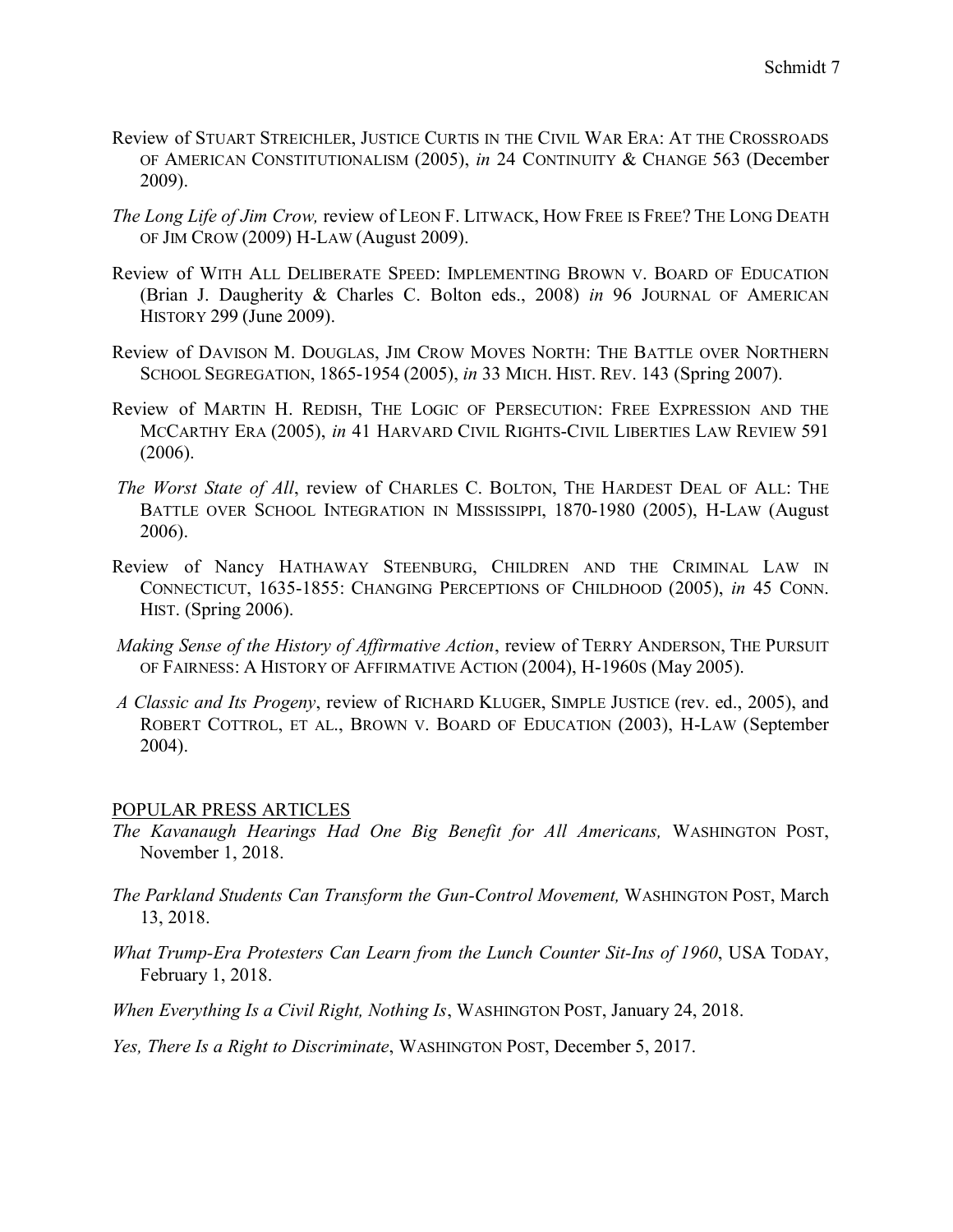Review of STUART STREICHLER, JUSTICE CURTIS IN THE CIVIL WAR ERA: AT THE CROSSROADS OF AMERICAN CONSTITUTIONALISM (2005), *in* 24 CONTINUITY & CHANGE 563 (December 2009).

*The Long Life of Jim Crow,* review of LEON F. LITWACK, HOW FREE IS FREE? THE LONG DEATH OF JIM CROW (2009) H-LAW (August 2009).

Review of WITH ALL DELIBERATE SPEED: IMPLEMENTING BROWN V. BOARD OF EDUCATION (Brian J. Daugherity & Charles C. Bolton eds., 2008) *in* 96 JOURNAL OF AMERICAN HISTORY 299 (June 2009).

Review of DAVISON M. DOUGLAS, JIM CROW MOVES NORTH: THE BATTLE OVER NORTHERN SCHOOL SEGREGATION, 1865-1954 (2005), *in* 33 MICH. HIST. REV. 143 (Spring 2007).

Review of MARTIN H. REDISH, THE LOGIC OF PERSECUTION: FREE EXPRESSION AND THE MCCARTHY ERA (2005), *in* 41 HARVARD CIVIL RIGHTS-CIVIL LIBERTIES LAW REVIEW 591 (2006).

*The Worst State of All*, review of CHARLES C. BOLTON, THE HARDEST DEAL OF ALL: THE BATTLE OVER SCHOOL INTEGRATION IN MISSISSIPPI, 1870-1980 (2005), H-LAW (August 2006).

Review of Nancy HATHAWAY STEENBURG, CHILDREN AND THE CRIMINAL LAW IN CONNECTICUT, 1635-1855: CHANGING PERCEPTIONS OF CHILDHOOD (2005), *in* 45 CONN. HIST. (Spring 2006).

*Making Sense of the History of Affirmative Action*, review of TERRY ANDERSON, THE PURSUIT OF FAIRNESS: A HISTORY OF AFFIRMATIVE ACTION (2004), H-1960S (May 2005).

*A Classic and Its Progeny*, review of RICHARD KLUGER, SIMPLE JUSTICE (rev. ed., 2005), and ROBERT COTTROL, ET AL., BROWN V. BOARD OF EDUCATION (2003), H-LAW (September 2004).

## POPULAR PRESS ARTICLES

*The Kavanaugh Hearings Had One Big Benefit for All Americans,* WASHINGTON POST, November 1, 2018.

*The Parkland Students Can Transform the Gun-Control Movement,* WASHINGTON POST, March 13, 2018.

*What Trump-Era Protesters Can Learn from the Lunch Counter Sit-Ins of 1960*, USA TODAY, February 1, 2018.

*When Everything Is a Civil Right, Nothing Is*, WASHINGTON POST, January 24, 2018.

*Yes, There Is a Right to Discriminate*, WASHINGTON POST, December 5, 2017.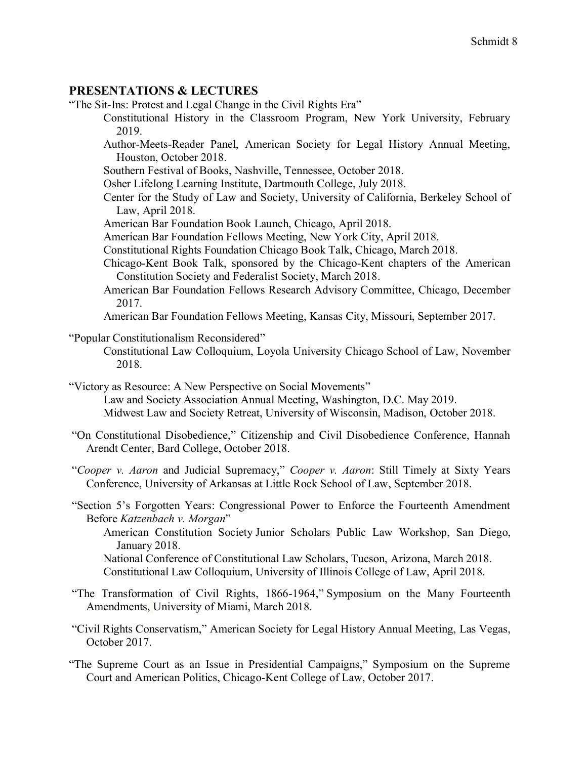## PRESENTATIONS & LECTURES

"The Sit-Ins: Protest and Legal Change in the Civil Rights Era"

- Constitutional History in the Classroom Program, New York University, February 2019.
- Author-Meets-Reader Panel, American Society for Legal History Annual Meeting, Houston, October 2018.
- Southern Festival of Books, Nashville, Tennessee, October 2018.
- Osher Lifelong Learning Institute, Dartmouth College, July 2018.
- Center for the Study of Law and Society, University of California, Berkeley School of Law, April 2018.
- American Bar Foundation Book Launch, Chicago, April 2018.
- American Bar Foundation Fellows Meeting, New York City, April 2018.
- Constitutional Rights Foundation Chicago Book Talk, Chicago, March 2018.
- Chicago-Kent Book Talk, sponsored by the Chicago-Kent chapters of the American Constitution Society and Federalist Society, March 2018.
- American Bar Foundation Fellows Research Advisory Committee, Chicago, December 2017.
- American Bar Foundation Fellows Meeting, Kansas City, Missouri, September 2017.

"Popular Constitutionalism Reconsidered"

- Constitutional Law Colloquium, Loyola University Chicago School of Law, November 2018.

"Victory as Resource: A New Perspective on Social Movements"

- Law and Society Association Annual Meeting, Washington, D.C. May 2019.
- Midwest Law and Society Retreat, University of Wisconsin, Madison, October 2018.

"On Constitutional Disobedience," Citizenship and Civil Disobedience Conference, Hannah Arendt Center, Bard College, October 2018.

"*Cooper v. Aaron* and Judicial Supremacy," *Cooper v. Aaron*: Still Timely at Sixty Years Conference, University of Arkansas at Little Rock School of Law, September 2018.

"Section 5's Forgotten Years: Congressional Power to Enforce the Fourteenth Amendment Before *Katzenbach v. Morgan*"

- American Constitution Society Junior Scholars Public Law Workshop, San Diego, January 2018.
- National Conference of Constitutional Law Scholars, Tucson, Arizona, March 2018.
- Constitutional Law Colloquium, University of Illinois College of Law, April 2018.

"The Transformation of Civil Rights, 1866-1964," Symposium on the Many Fourteenth Amendments, University of Miami, March 2018.

"Civil Rights Conservatism," American Society for Legal History Annual Meeting, Las Vegas, October 2017.

"The Supreme Court as an Issue in Presidential Campaigns," Symposium on the Supreme Court and American Politics, Chicago-Kent College of Law, October 2017.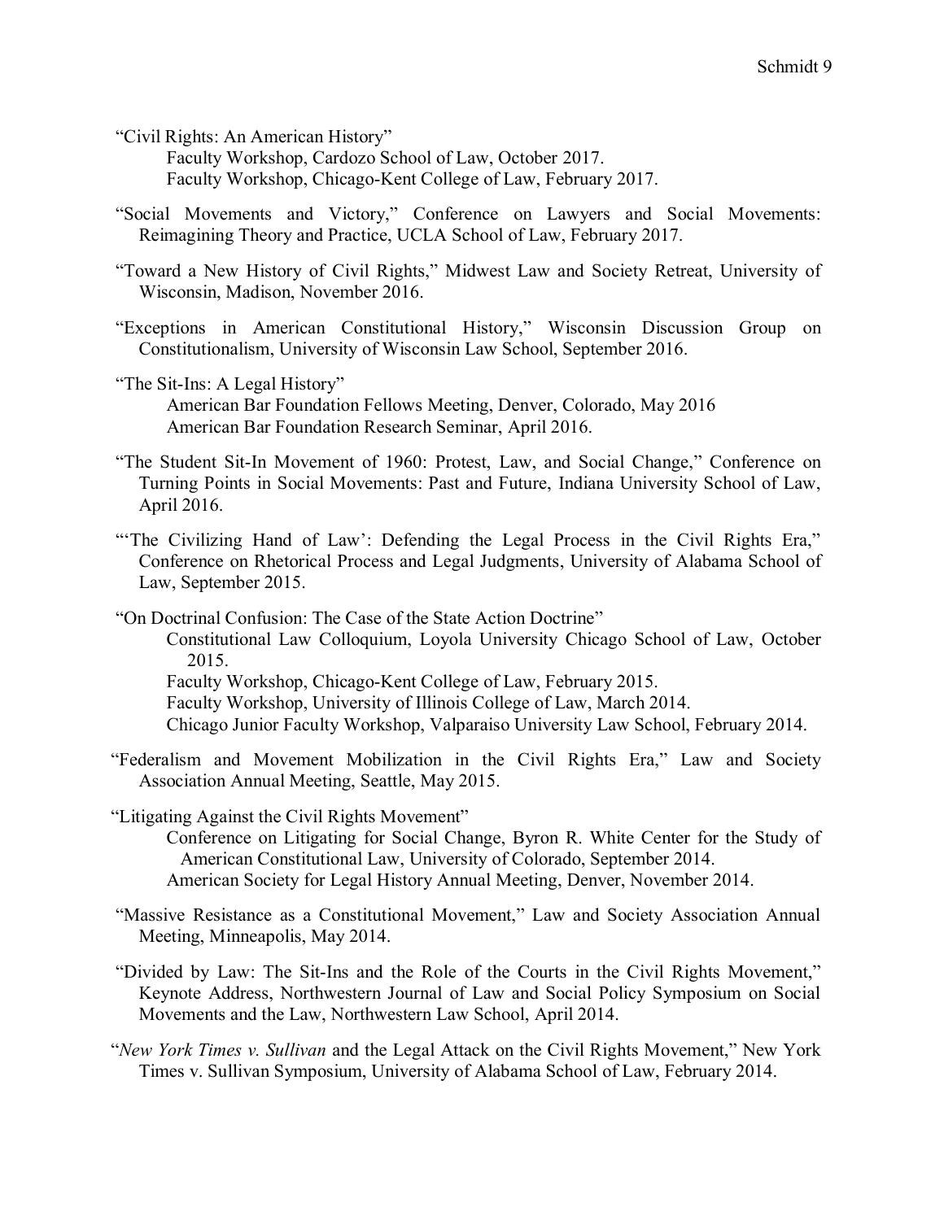"Civil Rights: An American History"

Faculty Workshop, Cardozo School of Law, October 2017.

Faculty Workshop, Chicago-Kent College of Law, February 2017.

"Social Movements and Victory," Conference on Lawyers and Social Movements: Reimagining Theory and Practice, UCLA School of Law, February 2017.

"Toward a New History of Civil Rights," Midwest Law and Society Retreat, University of Wisconsin, Madison, November 2016.

"Exceptions in American Constitutional History," Wisconsin Discussion Group on Constitutionalism, University of Wisconsin Law School, September 2016.

"The Sit-Ins: A Legal History"

American Bar Foundation Fellows Meeting, Denver, Colorado, May 2016

American Bar Foundation Research Seminar, April 2016.

"The Student Sit-In Movement of 1960: Protest, Law, and Social Change," Conference on Turning Points in Social Movements: Past and Future, Indiana University School of Law, April 2016.

"'The Civilizing Hand of Law': Defending the Legal Process in the Civil Rights Era," Conference on Rhetorical Process and Legal Judgments, University of Alabama School of Law, September 2015.

"On Doctrinal Confusion: The Case of the State Action Doctrine"

Constitutional Law Colloquium, Loyola University Chicago School of Law, October 2015.

Faculty Workshop, Chicago-Kent College of Law, February 2015.

Faculty Workshop, University of Illinois College of Law, March 2014.

Chicago Junior Faculty Workshop, Valparaiso University Law School, February 2014.

"Federalism and Movement Mobilization in the Civil Rights Era," Law and Society Association Annual Meeting, Seattle, May 2015.

"Litigating Against the Civil Rights Movement"

Conference on Litigating for Social Change, Byron R. White Center for the Study of American Constitutional Law, University of Colorado, September 2014.

American Society for Legal History Annual Meeting, Denver, November 2014.

"Massive Resistance as a Constitutional Movement," Law and Society Association Annual Meeting, Minneapolis, May 2014.

"Divided by Law: The Sit-Ins and the Role of the Courts in the Civil Rights Movement," Keynote Address, Northwestern Journal of Law and Social Policy Symposium on Social Movements and the Law, Northwestern Law School, April 2014.

"*New York Times v. Sullivan* and the Legal Attack on the Civil Rights Movement," New York Times v. Sullivan Symposium, University of Alabama School of Law, February 2014.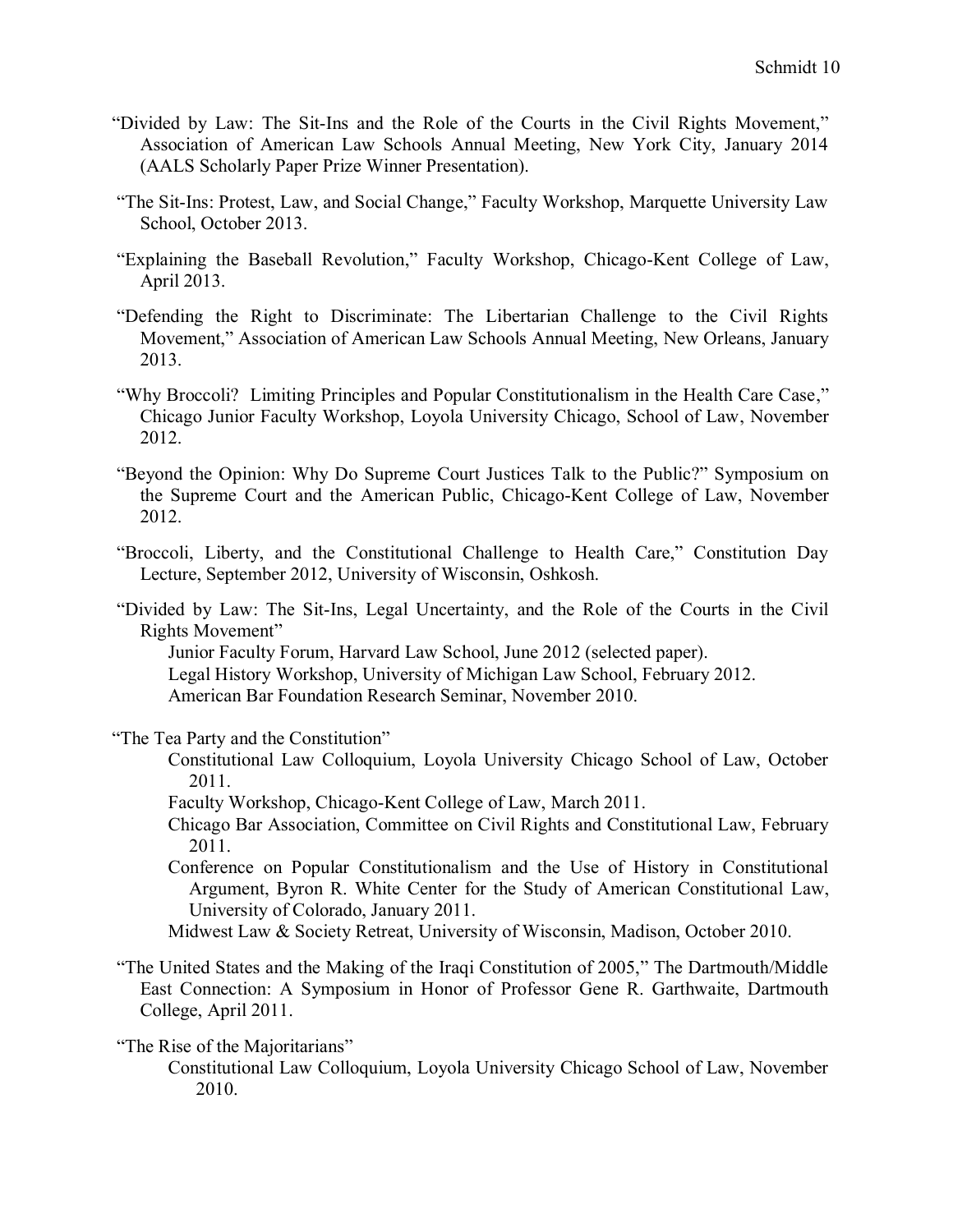"Divided by Law: The Sit-Ins and the Role of the Courts in the Civil Rights Movement," Association of American Law Schools Annual Meeting, New York City, January 2014 (AALS Scholarly Paper Prize Winner Presentation).

"The Sit-Ins: Protest, Law, and Social Change," Faculty Workshop, Marquette University Law School, October 2013.

"Explaining the Baseball Revolution," Faculty Workshop, Chicago-Kent College of Law, April 2013.

"Defending the Right to Discriminate: The Libertarian Challenge to the Civil Rights Movement," Association of American Law Schools Annual Meeting, New Orleans, January 2013.

"Why Broccoli? Limiting Principles and Popular Constitutionalism in the Health Care Case," Chicago Junior Faculty Workshop, Loyola University Chicago, School of Law, November 2012.

"Beyond the Opinion: Why Do Supreme Court Justices Talk to the Public?" Symposium on the Supreme Court and the American Public, Chicago-Kent College of Law, November 2012.

"Broccoli, Liberty, and the Constitutional Challenge to Health Care," Constitution Day Lecture, September 2012, University of Wisconsin, Oshkosh.

"Divided by Law: The Sit-Ins, Legal Uncertainty, and the Role of the Courts in the Civil Rights Movement"
- Junior Faculty Forum, Harvard Law School, June 2012 (selected paper).
- Legal History Workshop, University of Michigan Law School, February 2012.
- American Bar Foundation Research Seminar, November 2010.

"The Tea Party and the Constitution"
- Constitutional Law Colloquium, Loyola University Chicago School of Law, October 2011.
- Faculty Workshop, Chicago-Kent College of Law, March 2011.
- Chicago Bar Association, Committee on Civil Rights and Constitutional Law, February 2011.
- Conference on Popular Constitutionalism and the Use of History in Constitutional Argument, Byron R. White Center for the Study of American Constitutional Law, University of Colorado, January 2011.
- Midwest Law & Society Retreat, University of Wisconsin, Madison, October 2010.

"The United States and the Making of the Iraqi Constitution of 2005," The Dartmouth/Middle East Connection: A Symposium in Honor of Professor Gene R. Garthwaite, Dartmouth College, April 2011.

"The Rise of the Majoritarians"
- Constitutional Law Colloquium, Loyola University Chicago School of Law, November 2010.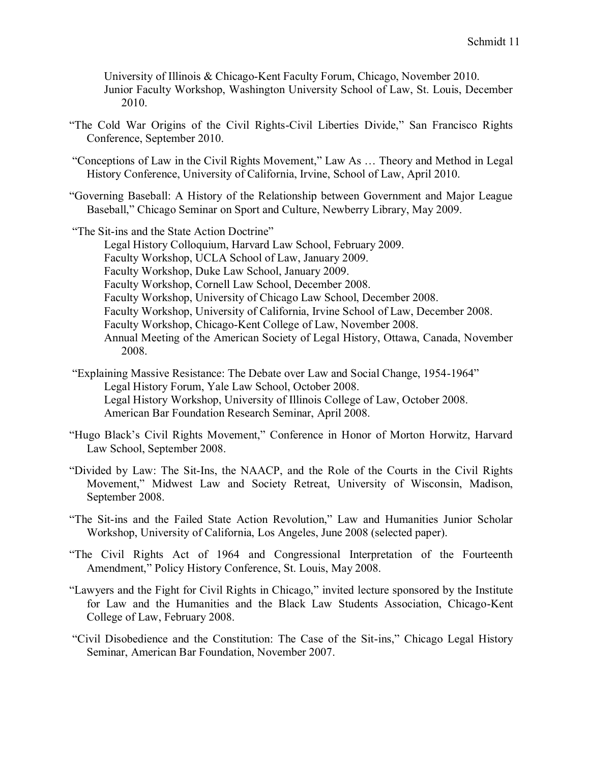University of Illinois & Chicago-Kent Faculty Forum, Chicago, November 2010.
Junior Faculty Workshop, Washington University School of Law, St. Louis, December 2010.

"The Cold War Origins of the Civil Rights-Civil Liberties Divide," San Francisco Rights Conference, September 2010.

"Conceptions of Law in the Civil Rights Movement," Law As … Theory and Method in Legal History Conference, University of California, Irvine, School of Law, April 2010.

"Governing Baseball: A History of the Relationship between Government and Major League Baseball," Chicago Seminar on Sport and Culture, Newberry Library, May 2009.

"The Sit-ins and the State Action Doctrine"
Legal History Colloquium, Harvard Law School, February 2009.
Faculty Workshop, UCLA School of Law, January 2009.
Faculty Workshop, Duke Law School, January 2009.
Faculty Workshop, Cornell Law School, December 2008.
Faculty Workshop, University of Chicago Law School, December 2008.
Faculty Workshop, University of California, Irvine School of Law, December 2008.
Faculty Workshop, Chicago-Kent College of Law, November 2008.
Annual Meeting of the American Society of Legal History, Ottawa, Canada, November 2008.

"Explaining Massive Resistance: The Debate over Law and Social Change, 1954-1964"
Legal History Forum, Yale Law School, October 2008.
Legal History Workshop, University of Illinois College of Law, October 2008.
American Bar Foundation Research Seminar, April 2008.

"Hugo Black's Civil Rights Movement," Conference in Honor of Morton Horwitz, Harvard Law School, September 2008.

"Divided by Law: The Sit-Ins, the NAACP, and the Role of the Courts in the Civil Rights Movement," Midwest Law and Society Retreat, University of Wisconsin, Madison, September 2008.

"The Sit-ins and the Failed State Action Revolution," Law and Humanities Junior Scholar Workshop, University of California, Los Angeles, June 2008 (selected paper).

"The Civil Rights Act of 1964 and Congressional Interpretation of the Fourteenth Amendment," Policy History Conference, St. Louis, May 2008.

"Lawyers and the Fight for Civil Rights in Chicago," invited lecture sponsored by the Institute for Law and the Humanities and the Black Law Students Association, Chicago-Kent College of Law, February 2008.

"Civil Disobedience and the Constitution: The Case of the Sit-ins," Chicago Legal History Seminar, American Bar Foundation, November 2007.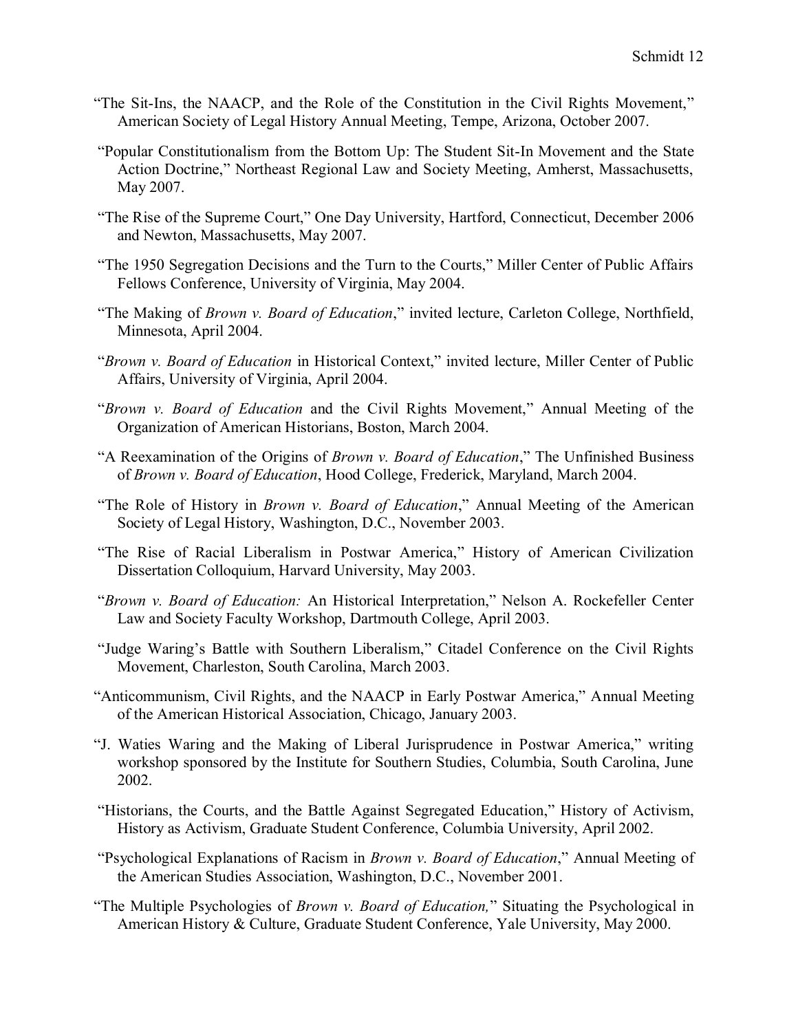"The Sit-Ins, the NAACP, and the Role of the Constitution in the Civil Rights Movement," American Society of Legal History Annual Meeting, Tempe, Arizona, October 2007.

"Popular Constitutionalism from the Bottom Up: The Student Sit-In Movement and the State Action Doctrine," Northeast Regional Law and Society Meeting, Amherst, Massachusetts, May 2007.

"The Rise of the Supreme Court," One Day University, Hartford, Connecticut, December 2006 and Newton, Massachusetts, May 2007.

"The 1950 Segregation Decisions and the Turn to the Courts," Miller Center of Public Affairs Fellows Conference, University of Virginia, May 2004.

"The Making of *Brown v. Board of Education*," invited lecture, Carleton College, Northfield, Minnesota, April 2004.

"*Brown v. Board of Education* in Historical Context," invited lecture, Miller Center of Public Affairs, University of Virginia, April 2004.

"*Brown v. Board of Education* and the Civil Rights Movement," Annual Meeting of the Organization of American Historians, Boston, March 2004.

"A Reexamination of the Origins of *Brown v. Board of Education*," The Unfinished Business of *Brown v. Board of Education*, Hood College, Frederick, Maryland, March 2004.

"The Role of History in *Brown v. Board of Education*," Annual Meeting of the American Society of Legal History, Washington, D.C., November 2003.

"The Rise of Racial Liberalism in Postwar America," History of American Civilization Dissertation Colloquium, Harvard University, May 2003.

"*Brown v. Board of Education:* An Historical Interpretation," Nelson A. Rockefeller Center Law and Society Faculty Workshop, Dartmouth College, April 2003.

"Judge Waring's Battle with Southern Liberalism," Citadel Conference on the Civil Rights Movement, Charleston, South Carolina, March 2003.

"Anticommunism, Civil Rights, and the NAACP in Early Postwar America," Annual Meeting of the American Historical Association, Chicago, January 2003.

"J. Waties Waring and the Making of Liberal Jurisprudence in Postwar America," writing workshop sponsored by the Institute for Southern Studies, Columbia, South Carolina, June 2002.

"Historians, the Courts, and the Battle Against Segregated Education," History of Activism, History as Activism, Graduate Student Conference, Columbia University, April 2002.

"Psychological Explanations of Racism in *Brown v. Board of Education*," Annual Meeting of the American Studies Association, Washington, D.C., November 2001.

"The Multiple Psychologies of *Brown v. Board of Education,*" Situating the Psychological in American History & Culture, Graduate Student Conference, Yale University, May 2000.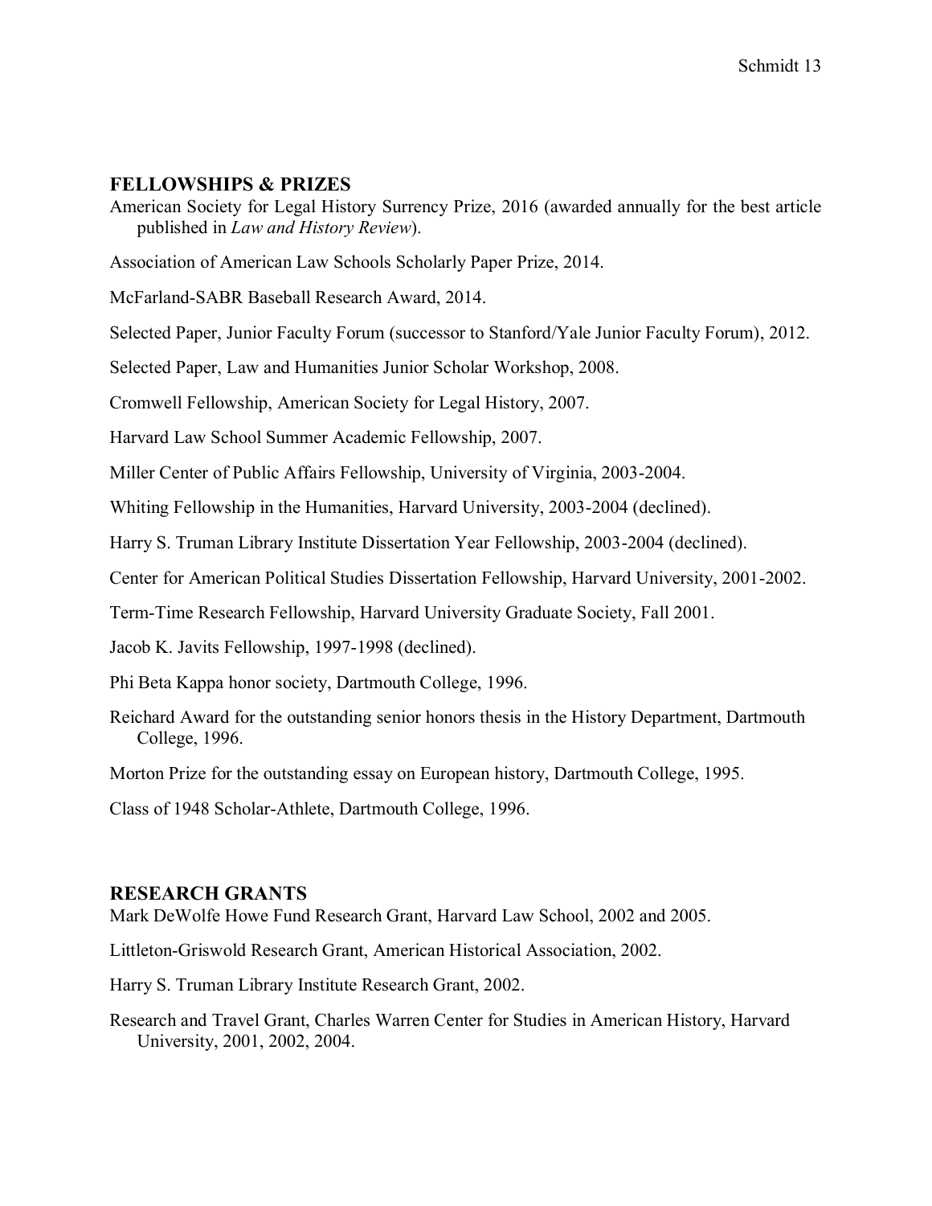## FELLOWSHIPS & PRIZES

American Society for Legal History Surrency Prize, 2016 (awarded annually for the best article published in *Law and History Review*).

Association of American Law Schools Scholarly Paper Prize, 2014.

McFarland-SABR Baseball Research Award, 2014.

Selected Paper, Junior Faculty Forum (successor to Stanford/Yale Junior Faculty Forum), 2012.

Selected Paper, Law and Humanities Junior Scholar Workshop, 2008.

Cromwell Fellowship, American Society for Legal History, 2007.

Harvard Law School Summer Academic Fellowship, 2007.

Miller Center of Public Affairs Fellowship, University of Virginia, 2003-2004.

Whiting Fellowship in the Humanities, Harvard University, 2003-2004 (declined).

Harry S. Truman Library Institute Dissertation Year Fellowship, 2003-2004 (declined).

Center for American Political Studies Dissertation Fellowship, Harvard University, 2001-2002.

Term-Time Research Fellowship, Harvard University Graduate Society, Fall 2001.

Jacob K. Javits Fellowship, 1997-1998 (declined).

Phi Beta Kappa honor society, Dartmouth College, 1996.

Reichard Award for the outstanding senior honors thesis in the History Department, Dartmouth College, 1996.

Morton Prize for the outstanding essay on European history, Dartmouth College, 1995.

Class of 1948 Scholar-Athlete, Dartmouth College, 1996.

## RESEARCH GRANTS

Mark DeWolfe Howe Fund Research Grant, Harvard Law School, 2002 and 2005.

Littleton-Griswold Research Grant, American Historical Association, 2002.

Harry S. Truman Library Institute Research Grant, 2002.

Research and Travel Grant, Charles Warren Center for Studies in American History, Harvard University, 2001, 2002, 2004.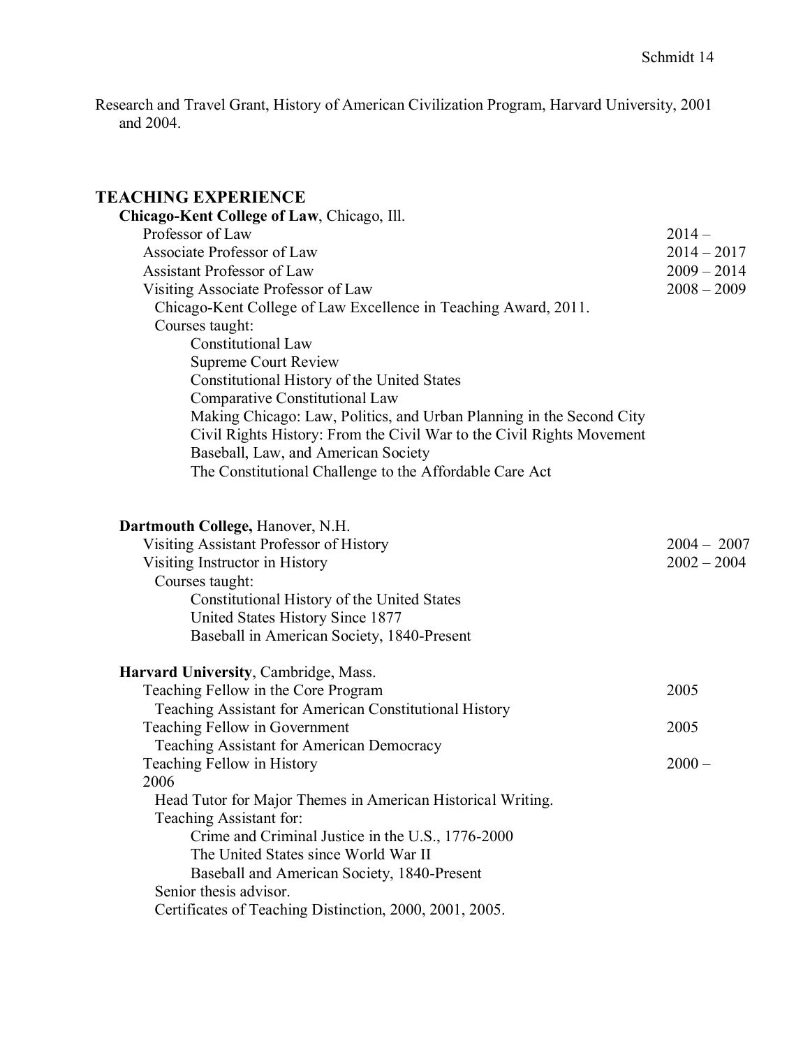Research and Travel Grant, History of American Civilization Program, Harvard University, 2001 and 2004.

## TEACHING EXPERIENCE

**Chicago-Kent College of Law**, Chicago, Ill.

Professor of Law 2014 –

Associate Professor of Law 2014 – 2017

Assistant Professor of Law 2009 – 2014

Visiting Associate Professor of Law 2008 – 2009

Chicago-Kent College of Law Excellence in Teaching Award, 2011.

Courses taught:

- Constitutional Law
- Supreme Court Review
- Constitutional History of the United States
- Comparative Constitutional Law
- Making Chicago: Law, Politics, and Urban Planning in the Second City
- Civil Rights History: From the Civil War to the Civil Rights Movement
- Baseball, Law, and American Society
- The Constitutional Challenge to the Affordable Care Act

**Dartmouth College,** Hanover, N.H.

Visiting Assistant Professor of History 2004 – 2007

Visiting Instructor in History 2002 – 2004

Courses taught:

- Constitutional History of the United States
- United States History Since 1877
- Baseball in American Society, 1840-Present

**Harvard University**, Cambridge, Mass.

Teaching Fellow in the Core Program 2005

Teaching Assistant for American Constitutional History

Teaching Fellow in Government 2005

Teaching Assistant for American Democracy

Teaching Fellow in History 2000 – 2006

Head Tutor for Major Themes in American Historical Writing.

Teaching Assistant for:

- Crime and Criminal Justice in the U.S., 1776-2000
- The United States since World War II
- Baseball and American Society, 1840-Present

Senior thesis advisor.

Certificates of Teaching Distinction, 2000, 2001, 2005.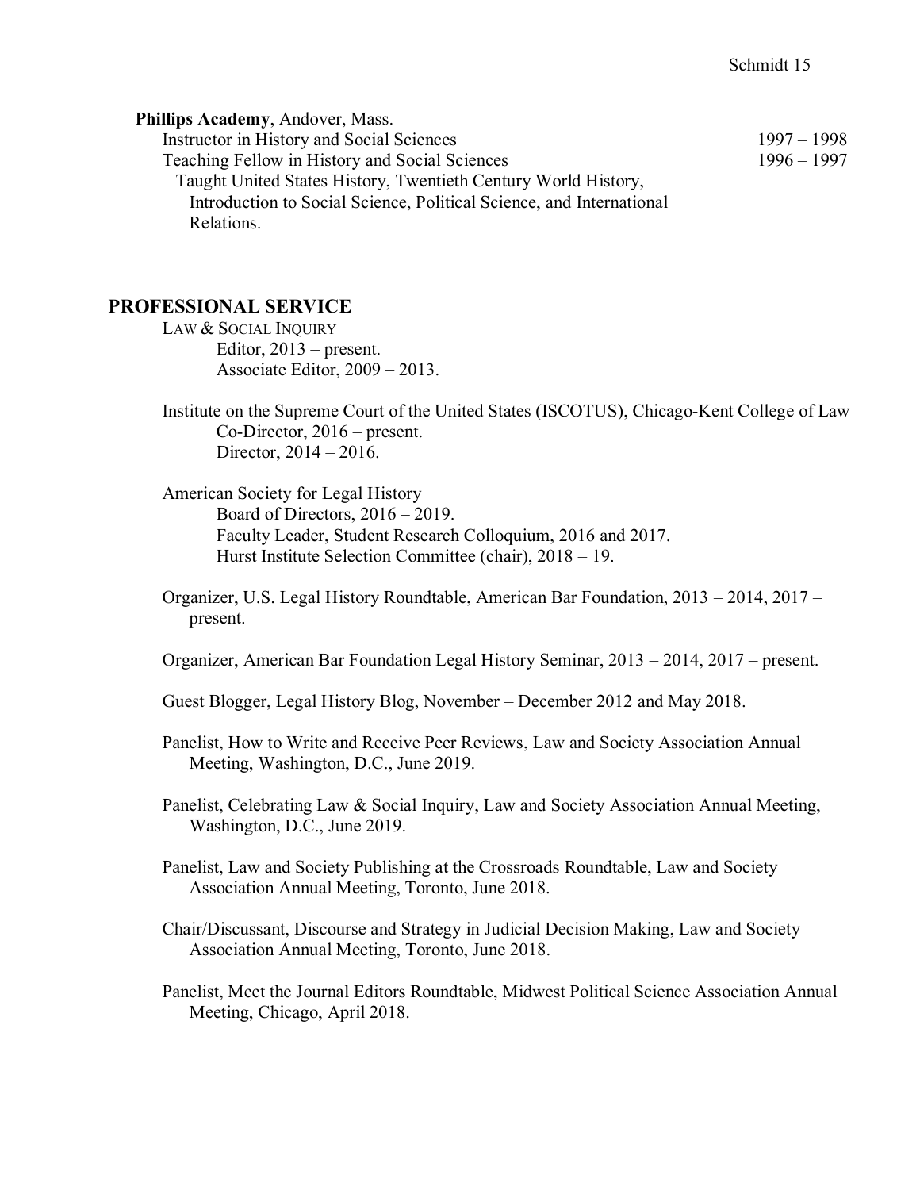**Phillips Academy**, Andover, Mass.

Instructor in History and Social Sciences 1997 – 1998

Teaching Fellow in History and Social Sciences 1996 – 1997

Taught United States History, Twentieth Century World History, Introduction to Social Science, Political Science, and International Relations.

## PROFESSIONAL SERVICE

LAW & SOCIAL INQUIRY
- Editor, 2013 – present.
- Associate Editor, 2009 – 2013.

Institute on the Supreme Court of the United States (ISCOTUS), Chicago-Kent College of Law
- Co-Director, 2016 – present.
- Director, 2014 – 2016.

American Society for Legal History
- Board of Directors, 2016 – 2019.
- Faculty Leader, Student Research Colloquium, 2016 and 2017.
- Hurst Institute Selection Committee (chair), 2018 – 19.

Organizer, U.S. Legal History Roundtable, American Bar Foundation, 2013 – 2014, 2017 – present.

Organizer, American Bar Foundation Legal History Seminar, 2013 – 2014, 2017 – present.

Guest Blogger, Legal History Blog, November – December 2012 and May 2018.

Panelist, How to Write and Receive Peer Reviews, Law and Society Association Annual Meeting, Washington, D.C., June 2019.

Panelist, Celebrating Law & Social Inquiry, Law and Society Association Annual Meeting, Washington, D.C., June 2019.

Panelist, Law and Society Publishing at the Crossroads Roundtable, Law and Society Association Annual Meeting, Toronto, June 2018.

Chair/Discussant, Discourse and Strategy in Judicial Decision Making, Law and Society Association Annual Meeting, Toronto, June 2018.

Panelist, Meet the Journal Editors Roundtable, Midwest Political Science Association Annual Meeting, Chicago, April 2018.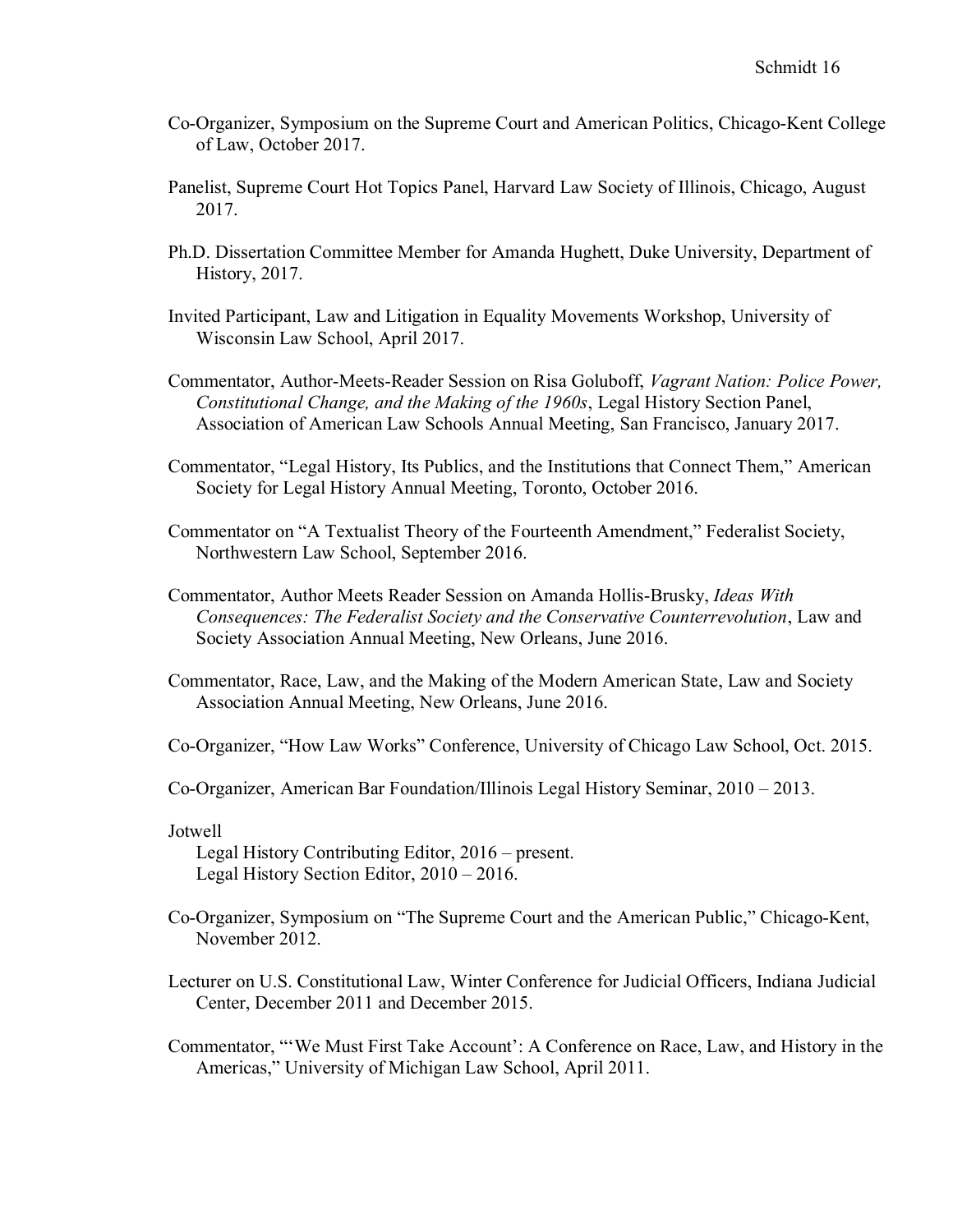Co-Organizer, Symposium on the Supreme Court and American Politics, Chicago-Kent College of Law, October 2017.

Panelist, Supreme Court Hot Topics Panel, Harvard Law Society of Illinois, Chicago, August 2017.

Ph.D. Dissertation Committee Member for Amanda Hughett, Duke University, Department of History, 2017.

Invited Participant, Law and Litigation in Equality Movements Workshop, University of Wisconsin Law School, April 2017.

Commentator, Author-Meets-Reader Session on Risa Goluboff, *Vagrant Nation: Police Power, Constitutional Change, and the Making of the 1960s*, Legal History Section Panel, Association of American Law Schools Annual Meeting, San Francisco, January 2017.

Commentator, "Legal History, Its Publics, and the Institutions that Connect Them," American Society for Legal History Annual Meeting, Toronto, October 2016.

Commentator on "A Textualist Theory of the Fourteenth Amendment," Federalist Society, Northwestern Law School, September 2016.

Commentator, Author Meets Reader Session on Amanda Hollis-Brusky, *Ideas With Consequences: The Federalist Society and the Conservative Counterrevolution*, Law and Society Association Annual Meeting, New Orleans, June 2016.

Commentator, Race, Law, and the Making of the Modern American State, Law and Society Association Annual Meeting, New Orleans, June 2016.

Co-Organizer, "How Law Works" Conference, University of Chicago Law School, Oct. 2015.

Co-Organizer, American Bar Foundation/Illinois Legal History Seminar, 2010 – 2013.

Jotwell
  Legal History Contributing Editor, 2016 – present.
  Legal History Section Editor, 2010 – 2016.

Co-Organizer, Symposium on "The Supreme Court and the American Public," Chicago-Kent, November 2012.

Lecturer on U.S. Constitutional Law, Winter Conference for Judicial Officers, Indiana Judicial Center, December 2011 and December 2015.

Commentator, "'We Must First Take Account': A Conference on Race, Law, and History in the Americas," University of Michigan Law School, April 2011.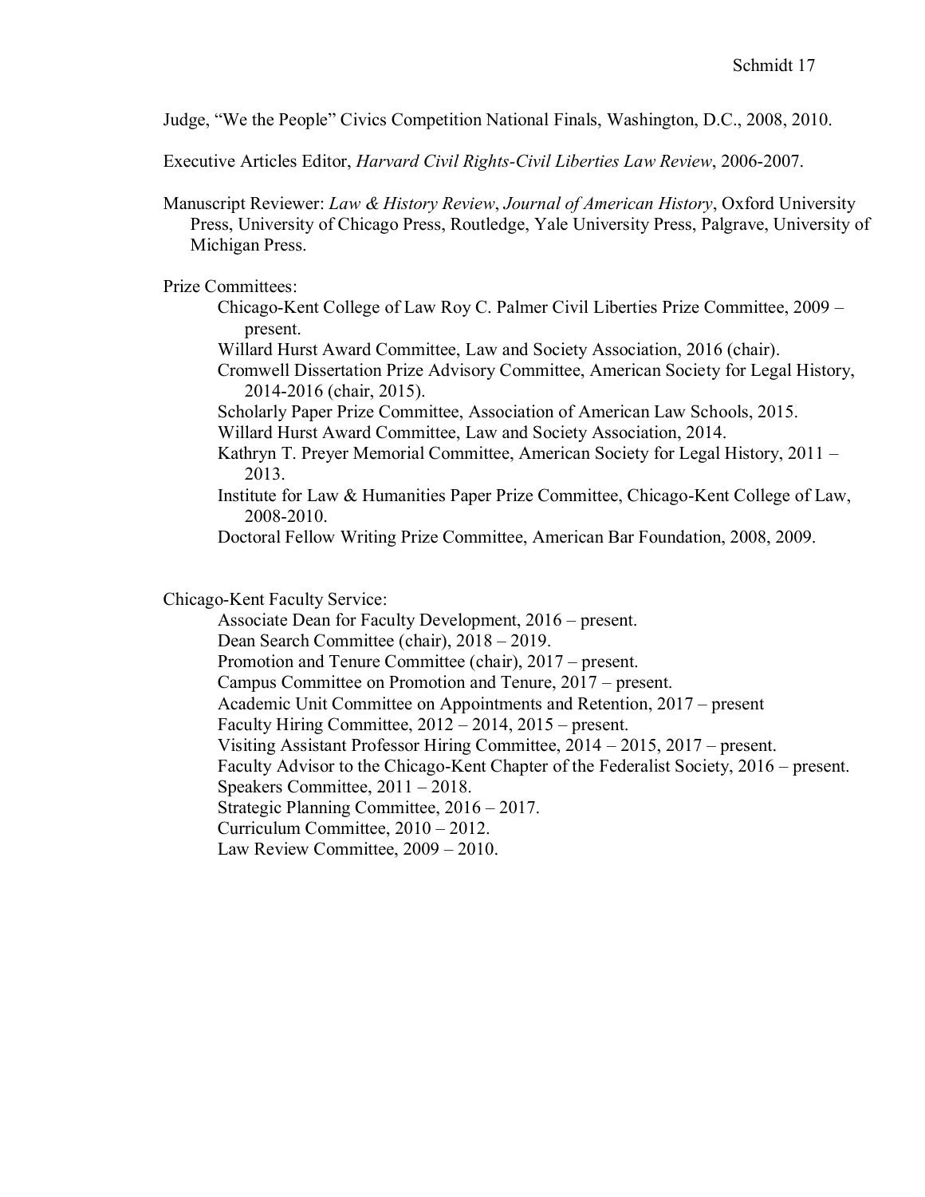Judge, "We the People" Civics Competition National Finals, Washington, D.C., 2008, 2010.

Executive Articles Editor, *Harvard Civil Rights-Civil Liberties Law Review*, 2006-2007.

Manuscript Reviewer: *Law & History Review*, *Journal of American History*, Oxford University Press, University of Chicago Press, Routledge, Yale University Press, Palgrave, University of Michigan Press.

Prize Committees:

- Chicago-Kent College of Law Roy C. Palmer Civil Liberties Prize Committee, 2009 – present.
- Willard Hurst Award Committee, Law and Society Association, 2016 (chair).
- Cromwell Dissertation Prize Advisory Committee, American Society for Legal History, 2014-2016 (chair, 2015).
- Scholarly Paper Prize Committee, Association of American Law Schools, 2015.
- Willard Hurst Award Committee, Law and Society Association, 2014.
- Kathryn T. Preyer Memorial Committee, American Society for Legal History, 2011 – 2013.
- Institute for Law & Humanities Paper Prize Committee, Chicago-Kent College of Law, 2008-2010.
- Doctoral Fellow Writing Prize Committee, American Bar Foundation, 2008, 2009.

Chicago-Kent Faculty Service:

- Associate Dean for Faculty Development, 2016 – present.
- Dean Search Committee (chair), 2018 – 2019.
- Promotion and Tenure Committee (chair), 2017 – present.
- Campus Committee on Promotion and Tenure, 2017 – present.
- Academic Unit Committee on Appointments and Retention, 2017 – present
- Faculty Hiring Committee, 2012 – 2014, 2015 – present.
- Visiting Assistant Professor Hiring Committee, 2014 – 2015, 2017 – present.
- Faculty Advisor to the Chicago-Kent Chapter of the Federalist Society, 2016 – present.
- Speakers Committee, 2011 – 2018.
- Strategic Planning Committee, 2016 – 2017.
- Curriculum Committee, 2010 – 2012.
- Law Review Committee, 2009 – 2010.